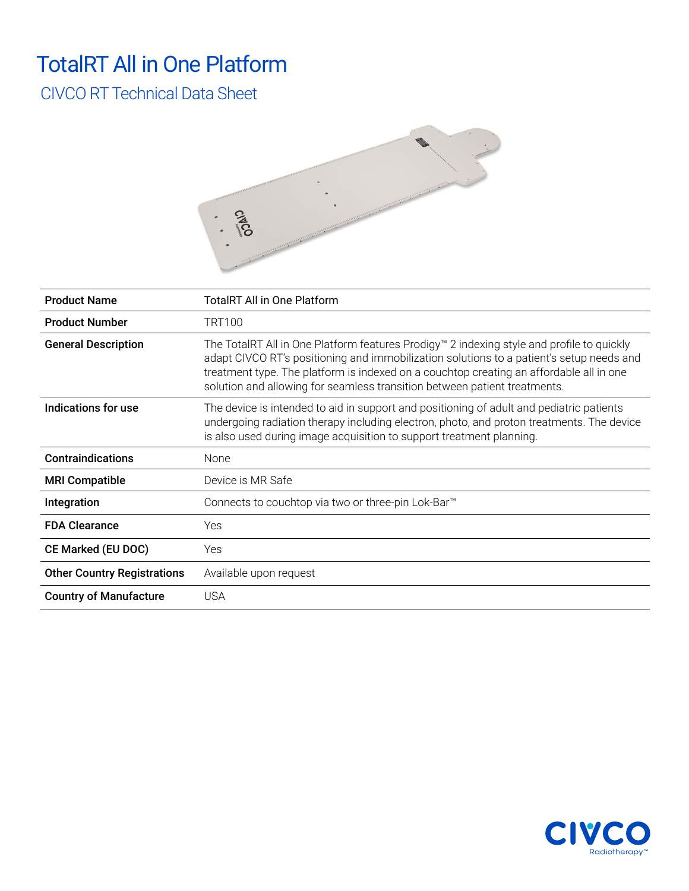# TotalRT All in One Platform

## CIVCO RT Technical Data Sheet

| Product Name | TotalRT All in One Platform |
| --- | --- |
| Product Number | TRT100 |
| General Description | The TotalRT All in One Platform features Prodigy™ 2 indexing style and profile to quickly adapt CIVCO RT's positioning and immobilization solutions to a patient's setup needs and treatment type. The platform is indexed on a couchtop creating an affordable all in one solution and allowing for seamless transition between patient treatments. |
| Indications for use | The device is intended to aid in support and positioning of adult and pediatric patients undergoing radiation therapy including electron, photo, and proton treatments. The device is also used during image acquisition to support treatment planning. |
| Contraindications | None |
| MRI Compatible | Device is MR Safe |
| Integration | Connects to couchtop via two or three-pin Lok-Bar™ |
| FDA Clearance | Yes |
| CE Marked (EU DOC) | Yes |
| Other Country Registrations | Available upon request |
| Country of Manufacture | USA |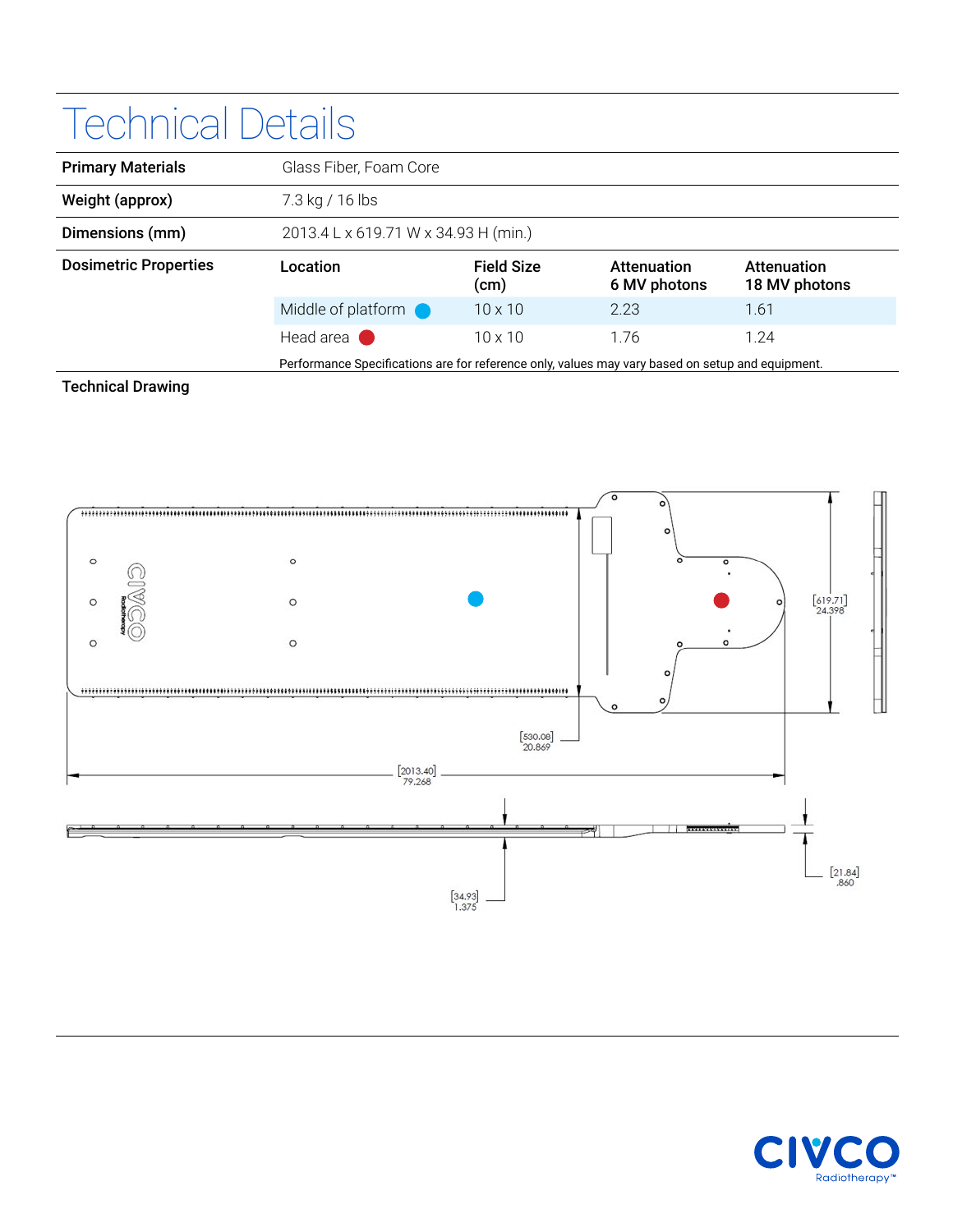# Technical Details

| | | | | |
|---|---|---|---|---|
| **Primary Materials** | Glass Fiber, Foam Core | | | |
| **Weight (approx)** | 7.3 kg / 16 lbs | | | |
| **Dimensions (mm)** | 2013.4 L x 619.71 W x 34.93 H (min.) | | | |
| **Dosimetric Properties** | **Location** | **Field Size (cm)** | **Attenuation 6 MV photons** | **Attenuation 18 MV photons** |
| | Middle of platform | 10 x 10 | 2.23 | 1.61 |
| | Head area | 10 x 10 | 1.76 | 1.24 |

Performance Specifications are for reference only, values may vary based on setup and equipment.

**Technical Drawing**

[619.71] 24.398

[530.08] 20.869

[2013.40] 79.268

[21.84] .860

[34.93] 1.375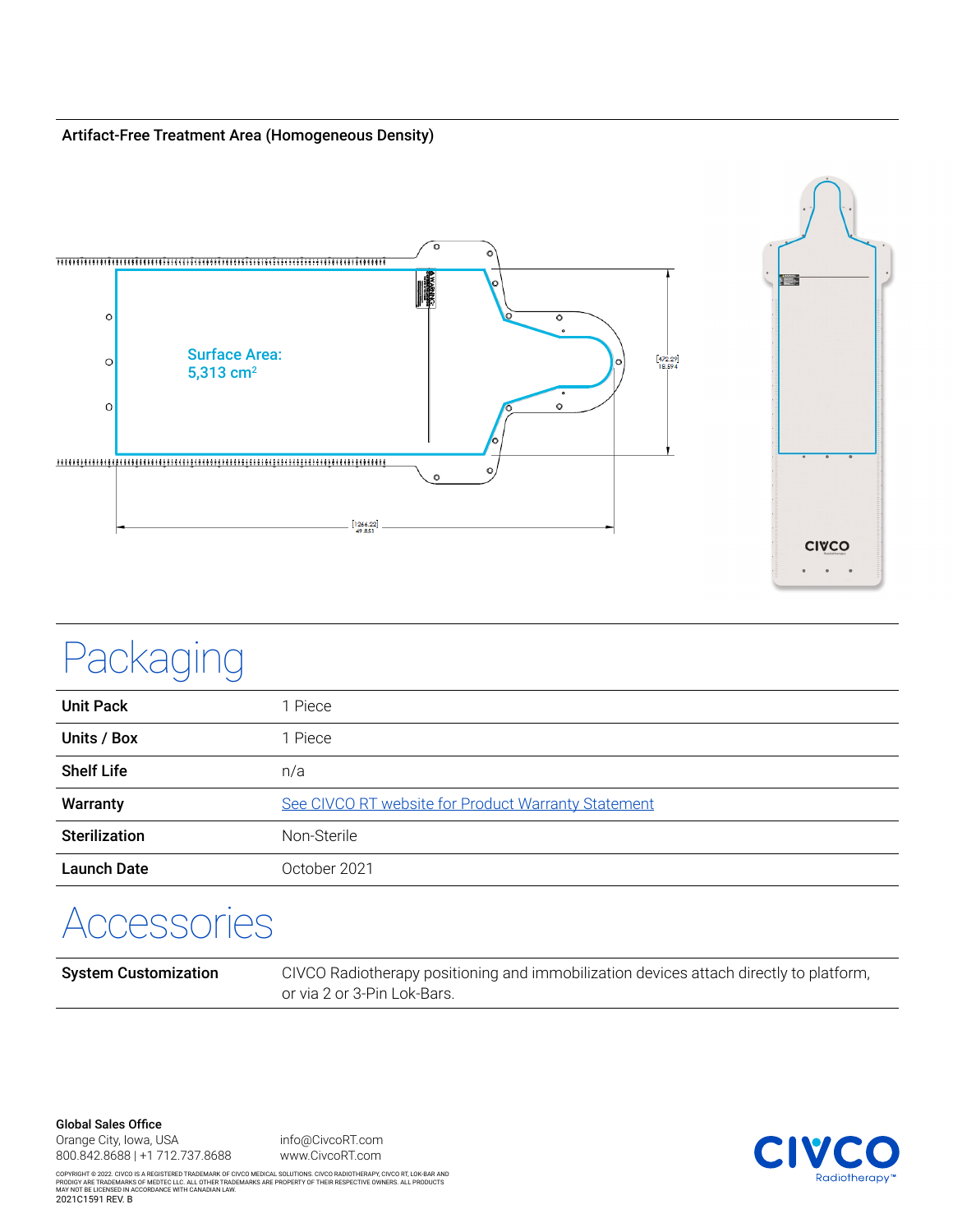### Artifact-Free Treatment Area (Homogeneous Density)

Surface Area:
5,313 cm$^2$

[472.29]
18.594

[1266.22]
49.851

# Packaging

| | |
|---|---|
| **Unit Pack** | 1 Piece |
| **Units / Box** | 1 Piece |
| **Shelf Life** | n/a |
| **Warranty** | See CIVCO RT website for Product Warranty Statement |
| **Sterilization** | Non-Sterile |
| **Launch Date** | October 2021 |

# Accessories

| | |
|---|---|
| **System Customization** | CIVCO Radiotherapy positioning and immobilization devices attach directly to platform, or via 2 or 3-Pin Lok-Bars. |

**Global Sales Office**
Orange City, Iowa, USA
800.842.8688 | +1 712.737.8688

info@CivcoRT.com
www.CivcoRT.com

COPYRIGHT © 2022. CIVCO IS A REGISTERED TRADEMARK OF CIVCO MEDICAL SOLUTIONS. CIVCO RADIOTHERAPY, CIVCO RT, LOK-BAR AND PRODIGY ARE TRADEMARKS OF MEDTEC LLC. ALL OTHER TRADEMARKS ARE PROPERTY OF THEIR RESPECTIVE OWNERS. ALL PRODUCTS MAY NOT BE LICENSED IN ACCORDANCE WITH CANADIAN LAW.
2021C1591 REV. B

CIVCO Radiotherapy™